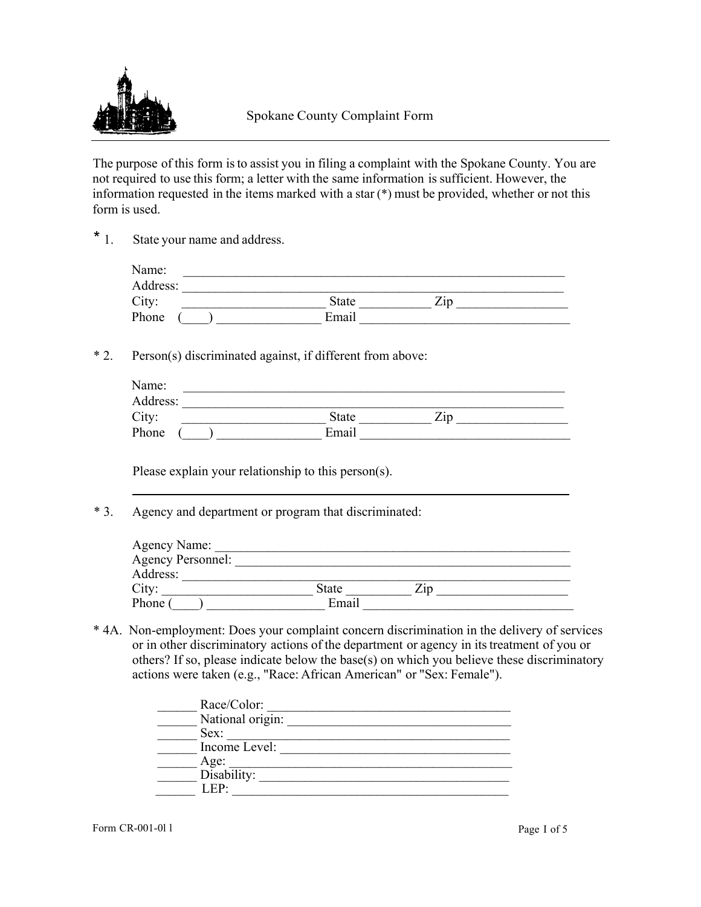# Spokane County Complaint Form

The purpose of this form is to assist you in filing a complaint with the Spokane County. You are not required to use this form; a letter with the same information is sufficient. However, the information requested in the items marked with a star (*) must be provided, whether or not this form is used.

\* 1. State your name and address.

Name: ____________________________________________________________
Address: __________________________________________________________
City: _____________________ State __________ Zip ________________
Phone (____) _______________ Email ________________________________

\* 2. Person(s) discriminated against, if different from above:

Name: ____________________________________________________________
Address: __________________________________________________________
City: _____________________ State __________ Zip ________________
Phone (____) _______________ Email ________________________________

Please explain your relationship to this person(s).

______________________________________________________________________

\* 3. Agency and department or program that discriminated:

Agency Name: ______________________________________________________
Agency Personnel: __________________________________________________
Address: __________________________________________________________
City: _____________________ State _________ Zip ___________________
Phone (____) _________________ Email ______________________________

\* 4A. Non-employment: Does your complaint concern discrimination in the delivery of services or in other discriminatory actions of the department or agency in its treatment of you or others? If so, please indicate below the base(s) on which you believe these discriminatory actions were taken (e.g., "Race: African American" or "Sex: Female").

______ Race/Color: _____________________________________
______ National origin: _________________________________
______ Sex: ____________________________________________
______ Income Level: ___________________________________
______ Age: ____________________________________________
______ Disability: ______________________________________
______ LEP: ____________________________________________

Form CR-001-011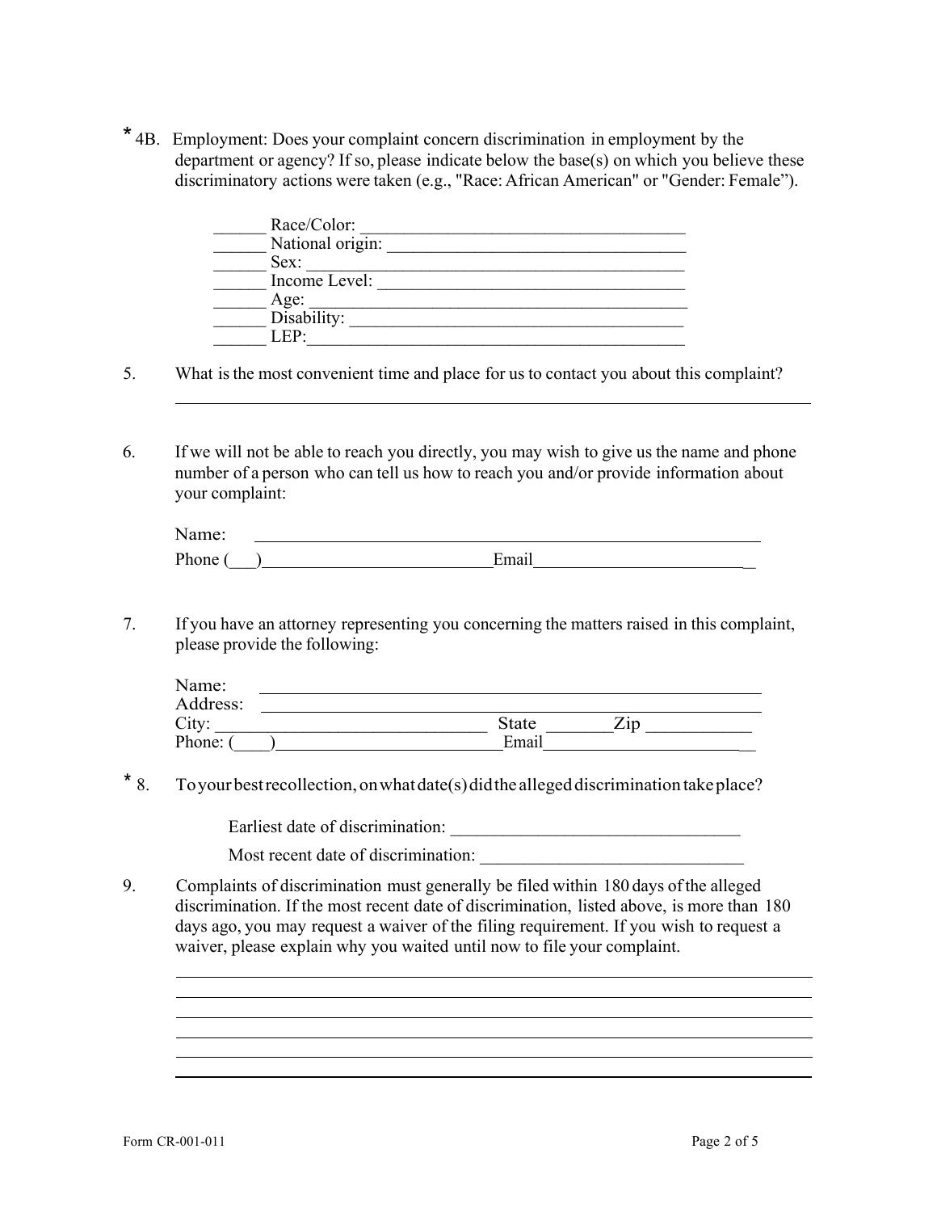\* 4B. Employment: Does your complaint concern discrimination in employment by the department or agency? If so, please indicate below the base(s) on which you believe these discriminatory actions were taken (e.g., "Race: African American" or "Gender: Female").

______ Race/Color: ____________________________________

______ National origin: ________________________________

______ Sex: ___________________________________________

______ Income Level: __________________________________

______ Age: ___________________________________________

______ Disability: _____________________________________

______ LEP: ___________________________________________

5. What is the most convenient time and place for us to contact you about this complaint?

______________________________________________________________________

6. If we will not be able to reach you directly, you may wish to give us the name and phone number of a person who can tell us how to reach you and/or provide information about your complaint:

Name: ____________________________________________________

Phone (___)__________________________ Email__________________________

7. If you have an attorney representing you concerning the matters raised in this complaint, please provide the following:

Name: ____________________________________________________

Address: __________________________________________________

City: ______________________________ State _______ Zip ___________

Phone: (____)__________________________ Email__________________________

\* 8. To your best recollection, on what date(s) did the alleged discrimination take place?

Earliest date of discrimination: ________________________________

Most recent date of discrimination: ______________________________

9. Complaints of discrimination must generally be filed within 180 days of the alleged discrimination. If the most recent date of discrimination, listed above, is more than 180 days ago, you may request a waiver of the filing requirement. If you wish to request a waiver, please explain why you waited until now to file your complaint.

______________________________________________________________________

______________________________________________________________________

______________________________________________________________________

______________________________________________________________________

______________________________________________________________________

______________________________________________________________________

Form CR-001-011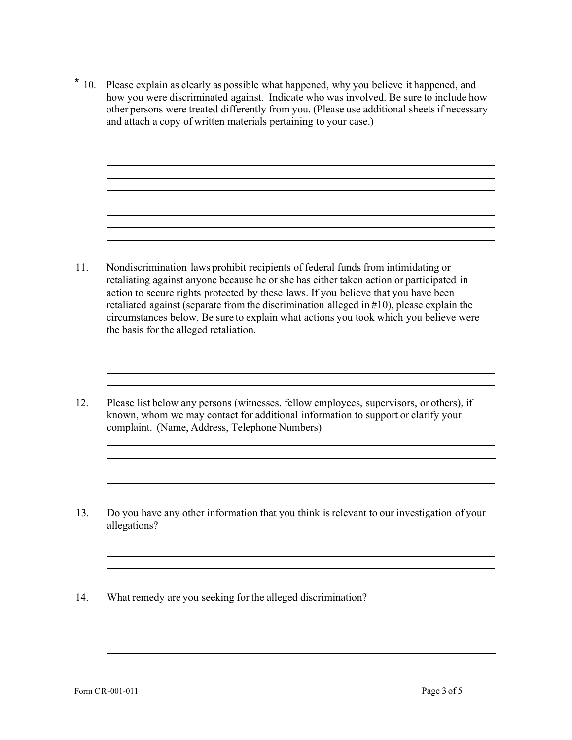\* 10. Please explain as clearly as possible what happened, why you believe it happened, and how you were discriminated against. Indicate who was involved. Be sure to include how other persons were treated differently from you. (Please use additional sheets if necessary and attach a copy of written materials pertaining to your case.)

11. Nondiscrimination laws prohibit recipients of federal funds from intimidating or retaliating against anyone because he or she has either taken action or participated in action to secure rights protected by these laws. If you believe that you have been retaliated against (separate from the discrimination alleged in #10), please explain the circumstances below. Be sure to explain what actions you took which you believe were the basis for the alleged retaliation.

12. Please list below any persons (witnesses, fellow employees, supervisors, or others), if known, whom we may contact for additional information to support or clarify your complaint. (Name, Address, Telephone Numbers)

13. Do you have any other information that you think is relevant to our investigation of your allegations?

14. What remedy are you seeking for the alleged discrimination?

Form CR-001-011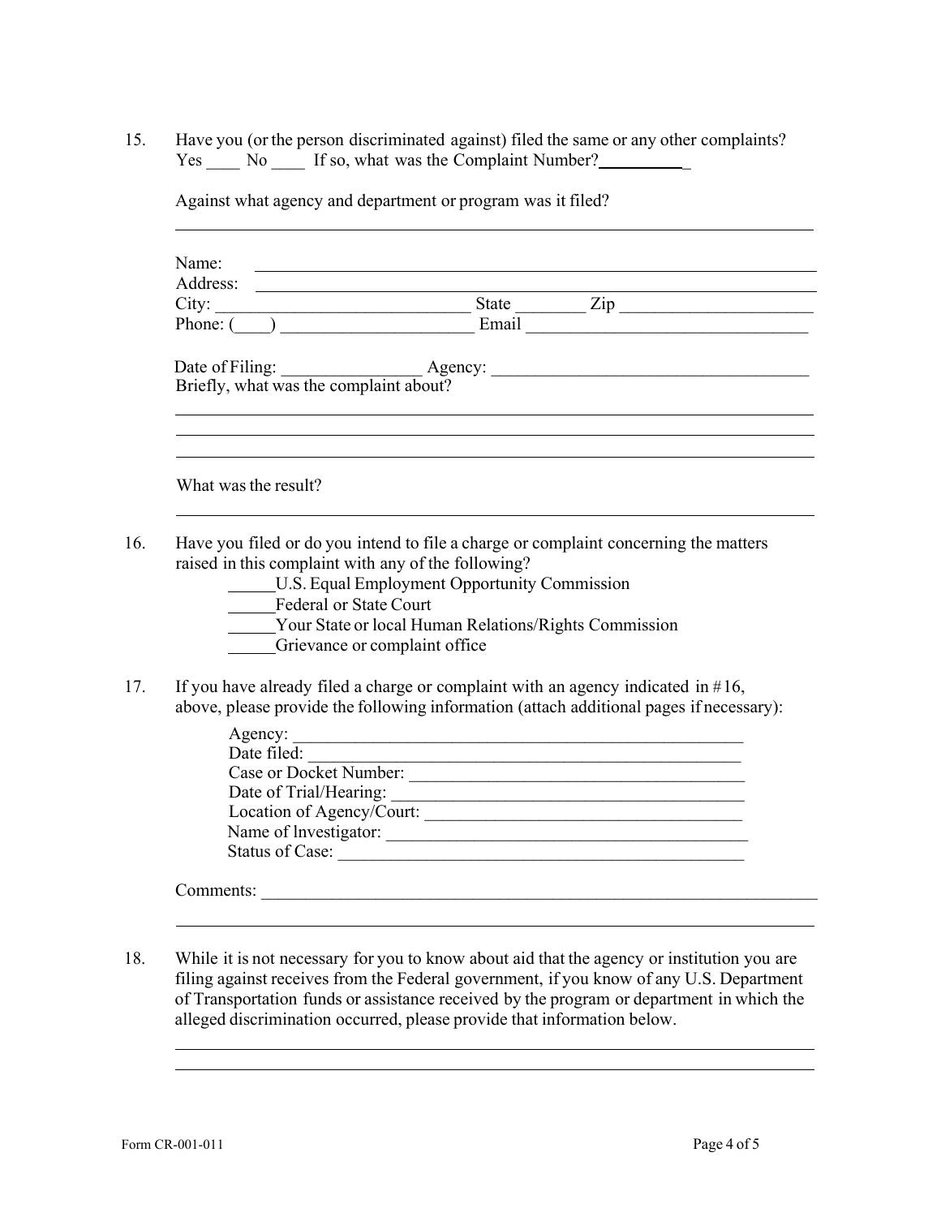15. Have you (or the person discriminated against) filed the same or any other complaints? Yes ____ No ____ If so, what was the Complaint Number? ___________

Against what agency and department or program was it filed?

______________________________________________________________________

Name: ______________________________________________________________

Address: ____________________________________________________________

City: ____________________________ State ________ Zip ______________________

Phone: (____) ______________________ Email ________________________________

Date of Filing: ________________ Agency: ___________________________________

Briefly, what was the complaint about?

______________________________________________________________________

______________________________________________________________________

______________________________________________________________________

What was the result?

______________________________________________________________________

16. Have you filed or do you intend to file a charge or complaint concerning the matters raised in this complaint with any of the following?

    _____U.S. Equal Employment Opportunity Commission

    _____Federal or State Court

    _____Your State or local Human Relations/Rights Commission

    _____Grievance or complaint office

17. If you have already filed a charge or complaint with an agency indicated in #16, above, please provide the following information (attach additional pages if necessary):

    Agency: ______________________________________________________

    Date filed: ____________________________________________________

    Case or Docket Number: _________________________________________

    Date of Trial/Hearing: __________________________________________

    Location of Agency/Court: _______________________________________

    Name of Investigator: ___________________________________________

    Status of Case: ________________________________________________

Comments: __________________________________________________________

______________________________________________________________________

18. While it is not necessary for you to know about aid that the agency or institution you are filing against receives from the Federal government, if you know of any U.S. Department of Transportation funds or assistance received by the program or department in which the alleged discrimination occurred, please provide that information below.

______________________________________________________________________

______________________________________________________________________

Form CR-001-011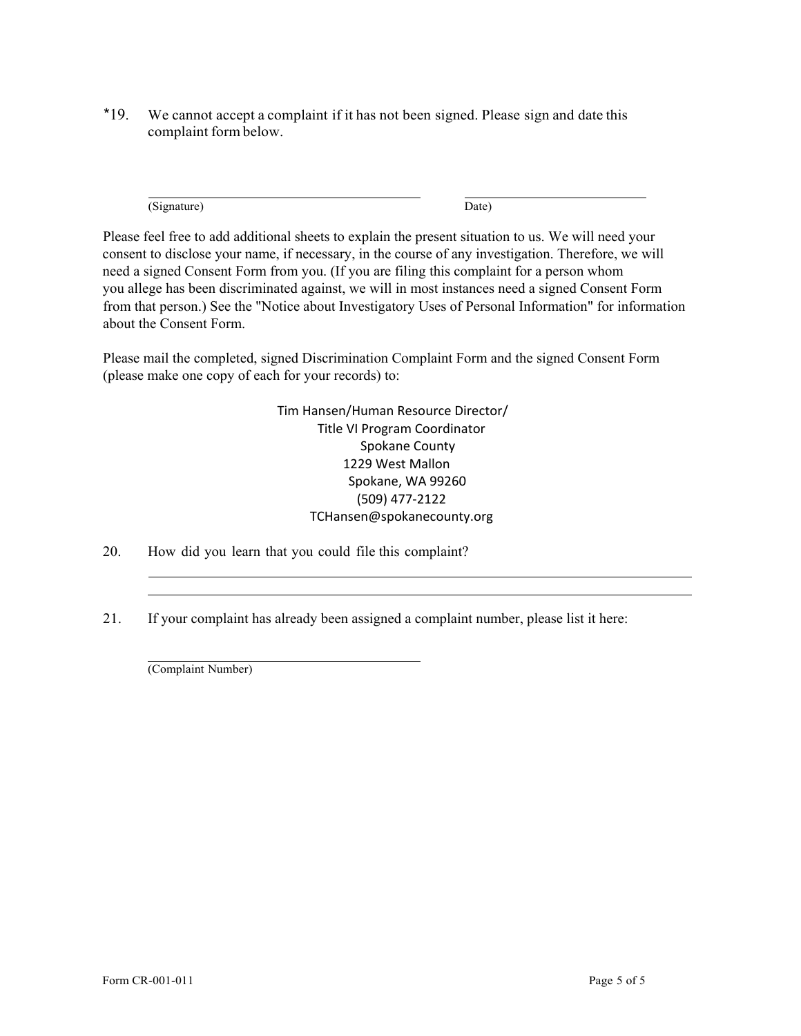*19. We cannot accept a complaint if it has not been signed. Please sign and date this complaint form below.

\_\_\_\_\_\_\_\_\_\_\_\_\_\_\_\_\_\_\_\_\_\_\_\_\_\_\_\_\_\_\_\_ \_\_\_\_\_\_\_\_\_\_\_\_\_\_\_\_\_\_\_\_\_\_\_\_

(Signature) Date)

Please feel free to add additional sheets to explain the present situation to us. We will need your consent to disclose your name, if necessary, in the course of any investigation. Therefore, we will need a signed Consent Form from you. (If you are filing this complaint for a person whom you allege has been discriminated against, we will in most instances need a signed Consent Form from that person.) See the "Notice about Investigatory Uses of Personal Information" for information about the Consent Form.

Please mail the completed, signed Discrimination Complaint Form and the signed Consent Form (please make one copy of each for your records) to:

Tim Hansen/Human Resource Director/  
Title VI Program Coordinator  
Spokane County  
1229 West Mallon  
Spokane, WA 99260  
(509) 477-2122  
TCHansen@spokanecounty.org

20. How did you learn that you could file this complaint?

\_\_\_\_\_\_\_\_\_\_\_\_\_\_\_\_\_\_\_\_\_\_\_\_\_\_\_\_\_\_\_\_\_\_\_\_\_\_\_\_\_\_\_\_\_\_\_\_\_\_\_\_\_\_\_\_\_\_

\_\_\_\_\_\_\_\_\_\_\_\_\_\_\_\_\_\_\_\_\_\_\_\_\_\_\_\_\_\_\_\_\_\_\_\_\_\_\_\_\_\_\_\_\_\_\_\_\_\_\_\_\_\_\_\_\_\_

21. If your complaint has already been assigned a complaint number, please list it here:

\_\_\_\_\_\_\_\_\_\_\_\_\_\_\_\_\_\_\_\_\_\_\_\_\_\_\_\_\_\_\_\_

(Complaint Number)

Form CR-001-011